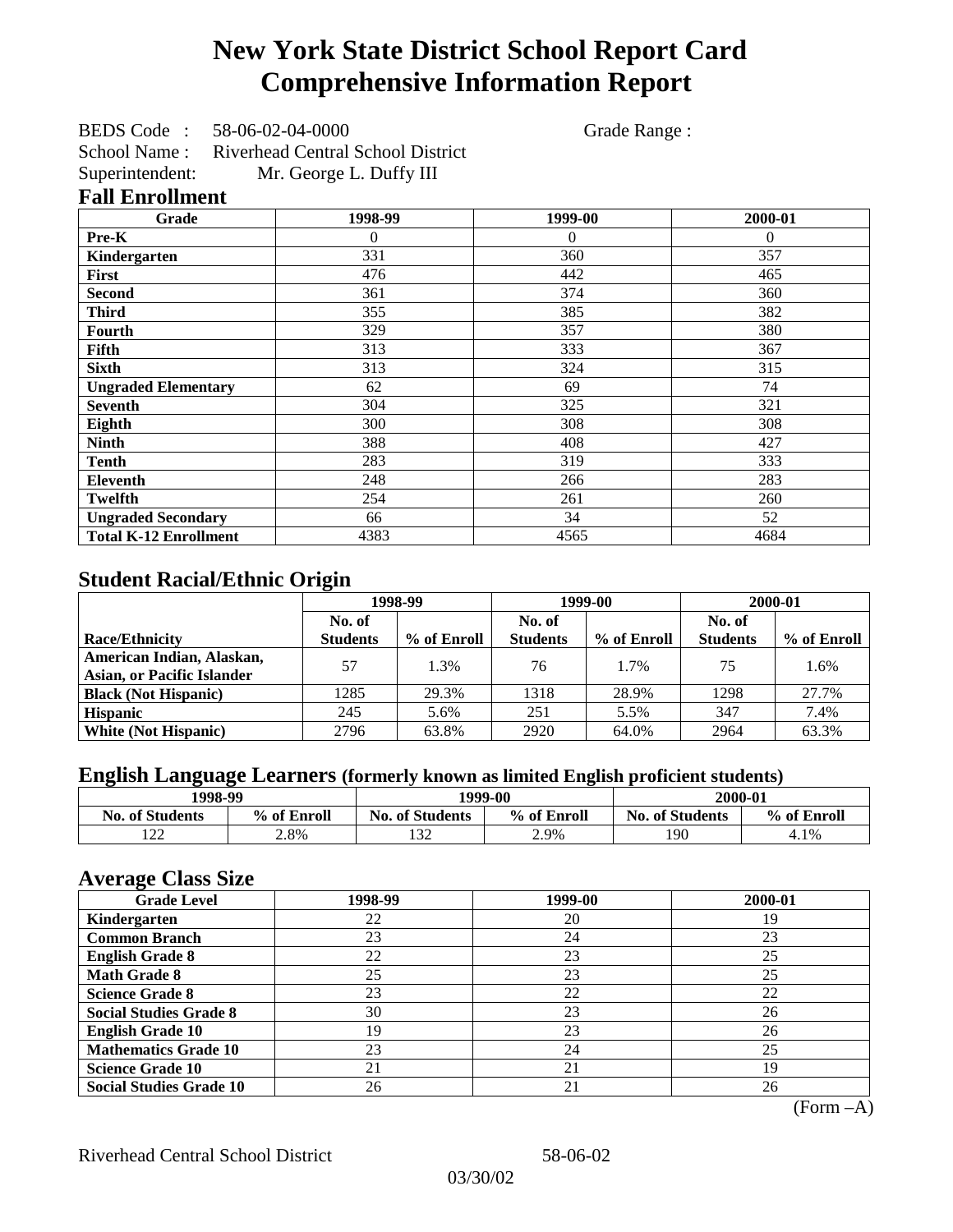# New York State District School Report Card
# Comprehensive Information Report

BEDS Code : 58-06-02-04-0000 Grade Range :
School Name : Riverhead Central School District
Superintendent: Mr. George L. Duffy III

## Fall Enrollment

| Grade | 1998-99 | 1999-00 | 2000-01 |
|---|---|---|---|
| Pre-K | 0 | 0 | 0 |
| Kindergarten | 331 | 360 | 357 |
| First | 476 | 442 | 465 |
| Second | 361 | 374 | 360 |
| Third | 355 | 385 | 382 |
| Fourth | 329 | 357 | 380 |
| Fifth | 313 | 333 | 367 |
| Sixth | 313 | 324 | 315 |
| Ungraded Elementary | 62 | 69 | 74 |
| Seventh | 304 | 325 | 321 |
| Eighth | 300 | 308 | 308 |
| Ninth | 388 | 408 | 427 |
| Tenth | 283 | 319 | 333 |
| Eleventh | 248 | 266 | 283 |
| Twelfth | 254 | 261 | 260 |
| Ungraded Secondary | 66 | 34 | 52 |
| Total K-12 Enrollment | 4383 | 4565 | 4684 |

## Student Racial/Ethnic Origin

| | 1998-99 | | 1999-00 | | 2000-01 | |
|---|---|---|---|---|---|---|
| Race/Ethnicity | No. of Students | % of Enroll | No. of Students | % of Enroll | No. of Students | % of Enroll |
| American Indian, Alaskan, Asian, or Pacific Islander | 57 | 1.3% | 76 | 1.7% | 75 | 1.6% |
| Black (Not Hispanic) | 1285 | 29.3% | 1318 | 28.9% | 1298 | 27.7% |
| Hispanic | 245 | 5.6% | 251 | 5.5% | 347 | 7.4% |
| White (Not Hispanic) | 2796 | 63.8% | 2920 | 64.0% | 2964 | 63.3% |

## English Language Learners (formerly known as limited English proficient students)

| 1998-99 | | 1999-00 | | 2000-01 | |
|---|---|---|---|---|---|
| No. of Students | % of Enroll | No. of Students | % of Enroll | No. of Students | % of Enroll |
| 122 | 2.8% | 132 | 2.9% | 190 | 4.1% |

## Average Class Size

| Grade Level | 1998-99 | 1999-00 | 2000-01 |
|---|---|---|---|
| Kindergarten | 22 | 20 | 19 |
| Common Branch | 23 | 24 | 23 |
| English Grade 8 | 22 | 23 | 25 |
| Math Grade 8 | 25 | 23 | 25 |
| Science Grade 8 | 23 | 22 | 22 |
| Social Studies Grade 8 | 30 | 23 | 26 |
| English Grade 10 | 19 | 23 | 26 |
| Mathematics Grade 10 | 23 | 24 | 25 |
| Science Grade 10 | 21 | 21 | 19 |
| Social Studies Grade 10 | 26 | 21 | 26 |

(Form –A)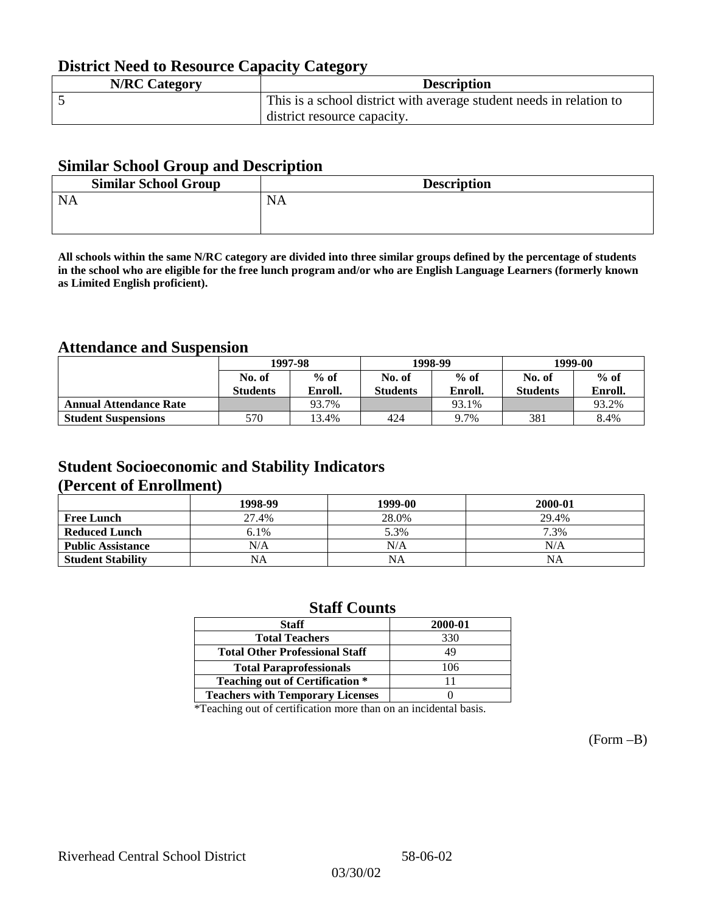## District Need to Resource Capacity Category

| N/RC Category | Description |
|---|---|
| 5 | This is a school district with average student needs in relation to district resource capacity. |

## Similar School Group and Description

| Similar School Group | Description |
|---|---|
| NA | NA |

**All schools within the same N/RC category are divided into three similar groups defined by the percentage of students in the school who are eligible for the free lunch program and/or who are English Language Learners (formerly known as Limited English proficient).**

## Attendance and Suspension

| | 1997-98 | | 1998-99 | | 1999-00 | |
|---|---|---|---|---|---|---|
| | No. of Students | % of Enroll. | No. of Students | % of Enroll. | No. of Students | % of Enroll. |
| **Annual Attendance Rate** | | 93.7% | | 93.1% | | 93.2% |
| **Student Suspensions** | 570 | 13.4% | 424 | 9.7% | 381 | 8.4% |

## Student Socioeconomic and Stability Indicators (Percent of Enrollment)

| | 1998-99 | 1999-00 | 2000-01 |
|---|---|---|---|
| **Free Lunch** | 27.4% | 28.0% | 29.4% |
| **Reduced Lunch** | 6.1% | 5.3% | 7.3% |
| **Public Assistance** | N/A | N/A | N/A |
| **Student Stability** | NA | NA | NA |

## Staff Counts

| Staff | 2000-01 |
|---|---|
| Total Teachers | 330 |
| Total Other Professional Staff | 49 |
| Total Paraprofessionals | 106 |
| Teaching out of Certification * | 11 |
| Teachers with Temporary Licenses | 0 |

*Teaching out of certification more than on an incidental basis.

(Form –B)

Riverhead Central School District 58-06-02

03/30/02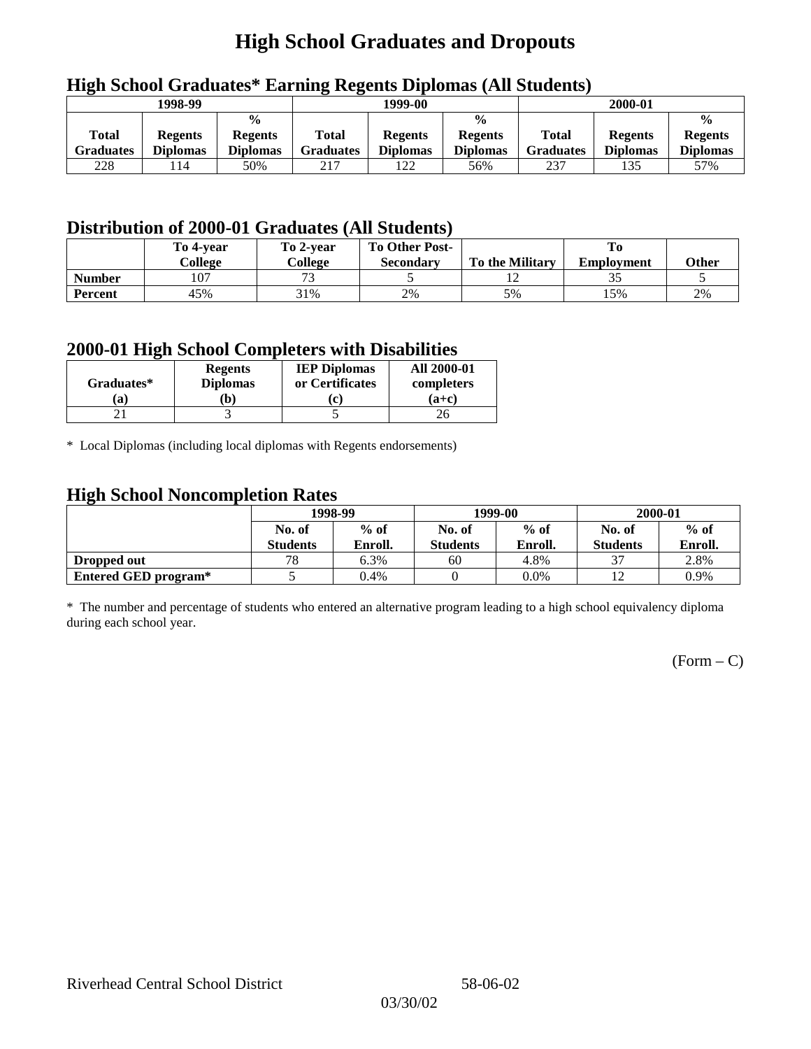# High School Graduates and Dropouts

## High School Graduates* Earning Regents Diplomas (All Students)

| 1998-99 | | | 1999-00 | | | 2000-01 | | |
|---|---|---|---|---|---|---|---|---|
| Total Graduates | Regents Diplomas | % Regents Diplomas | Total Graduates | Regents Diplomas | % Regents Diplomas | Total Graduates | Regents Diplomas | % Regents Diplomas |
| 228 | 114 | 50% | 217 | 122 | 56% | 237 | 135 | 57% |

## Distribution of 2000-01 Graduates (All Students)

| | To 4-year College | To 2-year College | To Other Post-Secondary | To the Military | To Employment | Other |
|---|---|---|---|---|---|---|
| **Number** | 107 | 73 | 5 | 12 | 35 | 5 |
| **Percent** | 45% | 31% | 2% | 5% | 15% | 2% |

## 2000-01 High School Completers with Disabilities

| Graduates* (a) | Regents Diplomas (b) | IEP Diplomas or Certificates (c) | All 2000-01 completers (a+c) |
|---|---|---|---|
| 21 | 3 | 5 | 26 |

* Local Diplomas (including local diplomas with Regents endorsements)

## High School Noncompletion Rates

| | 1998-99 | | 1999-00 | | 2000-01 | |
|---|---|---|---|---|---|---|
| | No. of Students | % of Enroll. | No. of Students | % of Enroll. | No. of Students | % of Enroll. |
| **Dropped out** | 78 | 6.3% | 60 | 4.8% | 37 | 2.8% |
| **Entered GED program*** | 5 | 0.4% | 0 | 0.0% | 12 | 0.9% |

* The number and percentage of students who entered an alternative program leading to a high school equivalency diploma during each school year.

(Form – C)

Riverhead Central School District 58-06-02

03/30/02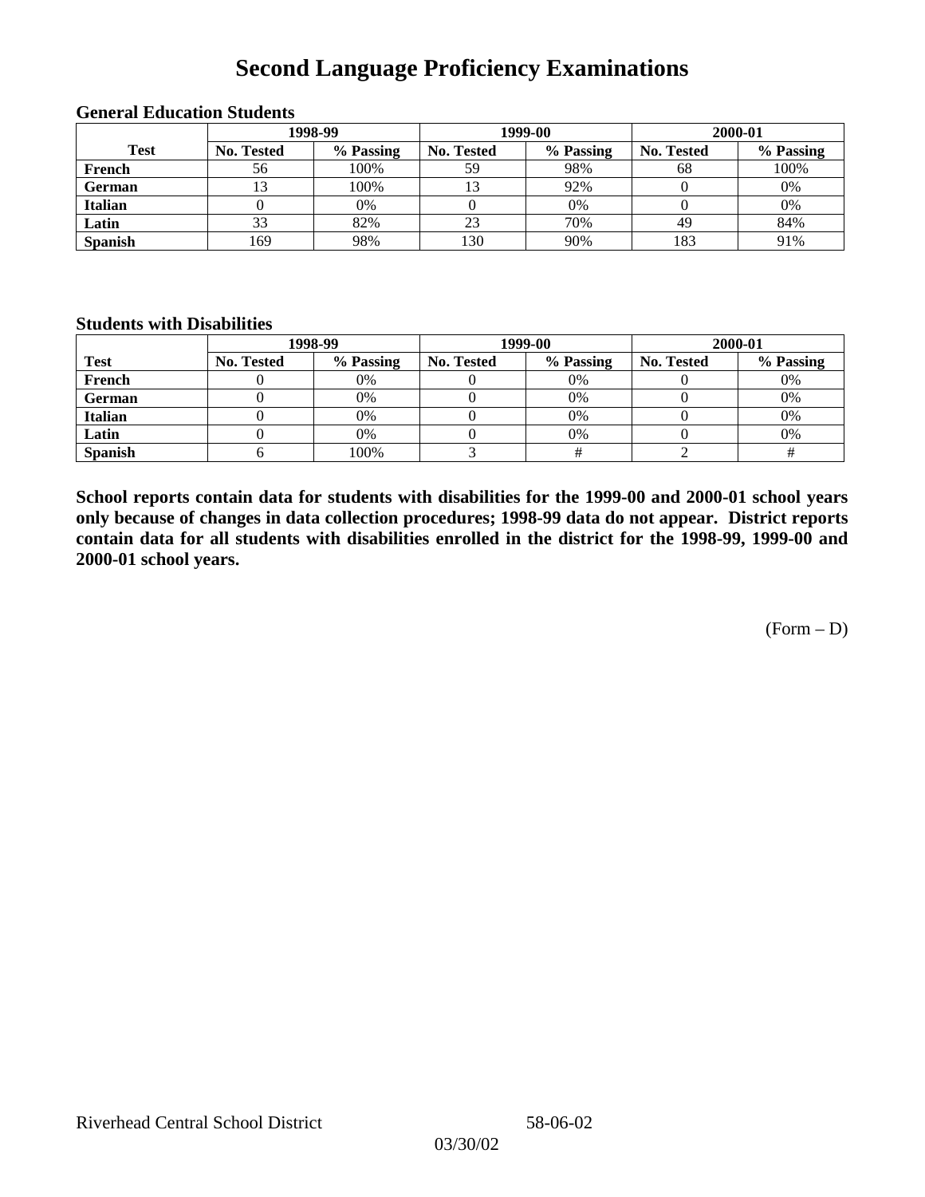# Second Language Proficiency Examinations

### General Education Students

| Test | 1998-99 | | 1999-00 | | 2000-01 | |
|---|---|---|---|---|---|---|
| | No. Tested | % Passing | No. Tested | % Passing | No. Tested | % Passing |
| French | 56 | 100% | 59 | 98% | 68 | 100% |
| German | 13 | 100% | 13 | 92% | 0 | 0% |
| Italian | 0 | 0% | 0 | 0% | 0 | 0% |
| Latin | 33 | 82% | 23 | 70% | 49 | 84% |
| Spanish | 169 | 98% | 130 | 90% | 183 | 91% |

### Students with Disabilities

| Test | 1998-99 | | 1999-00 | | 2000-01 | |
|---|---|---|---|---|---|---|
| | No. Tested | % Passing | No. Tested | % Passing | No. Tested | % Passing |
| French | 0 | 0% | 0 | 0% | 0 | 0% |
| German | 0 | 0% | 0 | 0% | 0 | 0% |
| Italian | 0 | 0% | 0 | 0% | 0 | 0% |
| Latin | 0 | 0% | 0 | 0% | 0 | 0% |
| Spanish | 6 | 100% | 3 | # | 2 | # |

**School reports contain data for students with disabilities for the 1999-00 and 2000-01 school years only because of changes in data collection procedures; 1998-99 data do not appear. District reports contain data for all students with disabilities enrolled in the district for the 1998-99, 1999-00 and 2000-01 school years.**

(Form – D)

Riverhead Central School District 58-06-02

03/30/02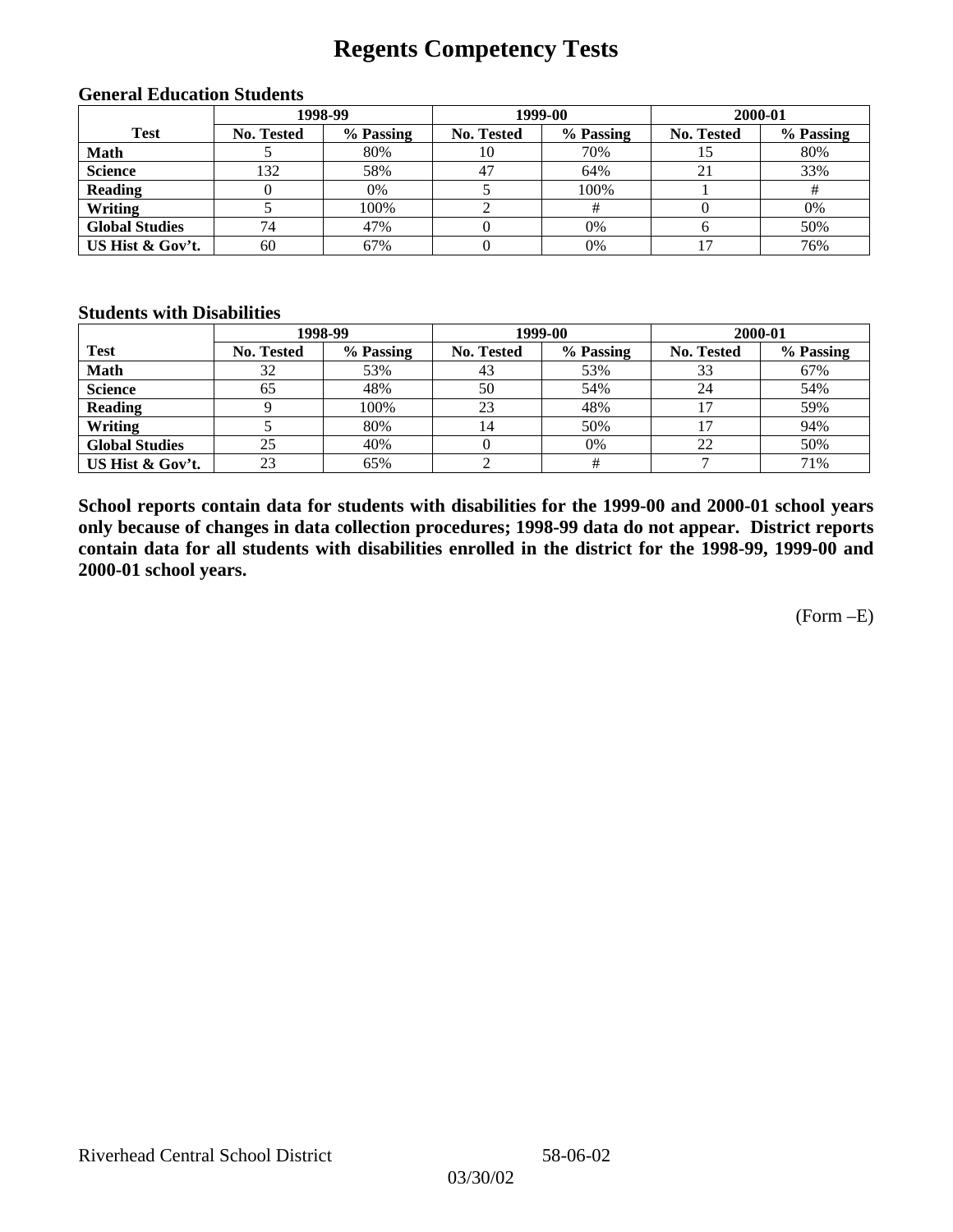# Regents Competency Tests

### General Education Students

| Test | 1998-99 | | 1999-00 | | 2000-01 | |
|---|---|---|---|---|---|---|
| | No. Tested | % Passing | No. Tested | % Passing | No. Tested | % Passing |
| **Math** | 5 | 80% | 10 | 70% | 15 | 80% |
| **Science** | 132 | 58% | 47 | 64% | 21 | 33% |
| **Reading** | 0 | 0% | 5 | 100% | 1 | # |
| **Writing** | 5 | 100% | 2 | # | 0 | 0% |
| **Global Studies** | 74 | 47% | 0 | 0% | 6 | 50% |
| **US Hist & Gov't.** | 60 | 67% | 0 | 0% | 17 | 76% |

### Students with Disabilities

| Test | 1998-99 | | 1999-00 | | 2000-01 | |
|---|---|---|---|---|---|---|
| | No. Tested | % Passing | No. Tested | % Passing | No. Tested | % Passing |
| **Math** | 32 | 53% | 43 | 53% | 33 | 67% |
| **Science** | 65 | 48% | 50 | 54% | 24 | 54% |
| **Reading** | 9 | 100% | 23 | 48% | 17 | 59% |
| **Writing** | 5 | 80% | 14 | 50% | 17 | 94% |
| **Global Studies** | 25 | 40% | 0 | 0% | 22 | 50% |
| **US Hist & Gov't.** | 23 | 65% | 2 | # | 7 | 71% |

**School reports contain data for students with disabilities for the 1999-00 and 2000-01 school years only because of changes in data collection procedures; 1998-99 data do not appear. District reports contain data for all students with disabilities enrolled in the district for the 1998-99, 1999-00 and 2000-01 school years.**

(Form –E)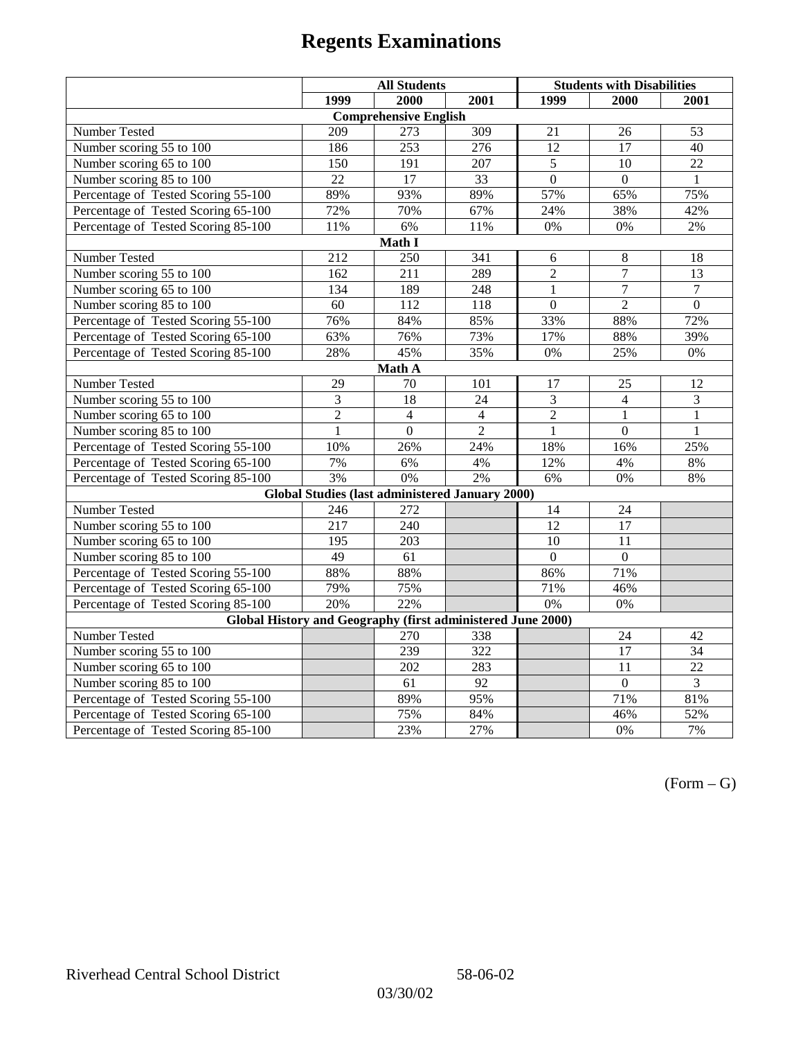# Regents Examinations

| | All Students | | | Students with Disabilities | | |
|---|---|---|---|---|---|---|
| | 1999 | 2000 | 2001 | 1999 | 2000 | 2001 |
| **Comprehensive English** | | | | | | |
| Number Tested | 209 | 273 | 309 | 21 | 26 | 53 |
| Number scoring 55 to 100 | 186 | 253 | 276 | 12 | 17 | 40 |
| Number scoring 65 to 100 | 150 | 191 | 207 | 5 | 10 | 22 |
| Number scoring 85 to 100 | 22 | 17 | 33 | 0 | 0 | 1 |
| Percentage of Tested Scoring 55-100 | 89% | 93% | 89% | 57% | 65% | 75% |
| Percentage of Tested Scoring 65-100 | 72% | 70% | 67% | 24% | 38% | 42% |
| Percentage of Tested Scoring 85-100 | 11% | 6% | 11% | 0% | 0% | 2% |
| **Math I** | | | | | | |
| Number Tested | 212 | 250 | 341 | 6 | 8 | 18 |
| Number scoring 55 to 100 | 162 | 211 | 289 | 2 | 7 | 13 |
| Number scoring 65 to 100 | 134 | 189 | 248 | 1 | 7 | 7 |
| Number scoring 85 to 100 | 60 | 112 | 118 | 0 | 2 | 0 |
| Percentage of Tested Scoring 55-100 | 76% | 84% | 85% | 33% | 88% | 72% |
| Percentage of Tested Scoring 65-100 | 63% | 76% | 73% | 17% | 88% | 39% |
| Percentage of Tested Scoring 85-100 | 28% | 45% | 35% | 0% | 25% | 0% |
| **Math A** | | | | | | |
| Number Tested | 29 | 70 | 101 | 17 | 25 | 12 |
| Number scoring 55 to 100 | 3 | 18 | 24 | 3 | 4 | 3 |
| Number scoring 65 to 100 | 2 | 4 | 4 | 2 | 1 | 1 |
| Number scoring 85 to 100 | 1 | 0 | 2 | 1 | 0 | 1 |
| Percentage of Tested Scoring 55-100 | 10% | 26% | 24% | 18% | 16% | 25% |
| Percentage of Tested Scoring 65-100 | 7% | 6% | 4% | 12% | 4% | 8% |
| Percentage of Tested Scoring 85-100 | 3% | 0% | 2% | 6% | 0% | 8% |
| **Global Studies (last administered January 2000)** | | | | | | |
| Number Tested | 246 | 272 | | 14 | 24 | |
| Number scoring 55 to 100 | 217 | 240 | | 12 | 17 | |
| Number scoring 65 to 100 | 195 | 203 | | 10 | 11 | |
| Number scoring 85 to 100 | 49 | 61 | | 0 | 0 | |
| Percentage of Tested Scoring 55-100 | 88% | 88% | | 86% | 71% | |
| Percentage of Tested Scoring 65-100 | 79% | 75% | | 71% | 46% | |
| Percentage of Tested Scoring 85-100 | 20% | 22% | | 0% | 0% | |
| **Global History and Geography (first administered June 2000)** | | | | | | |
| Number Tested | | 270 | 338 | | 24 | 42 |
| Number scoring 55 to 100 | | 239 | 322 | | 17 | 34 |
| Number scoring 65 to 100 | | 202 | 283 | | 11 | 22 |
| Number scoring 85 to 100 | | 61 | 92 | | 0 | 3 |
| Percentage of Tested Scoring 55-100 | | 89% | 95% | | 71% | 81% |
| Percentage of Tested Scoring 65-100 | | 75% | 84% | | 46% | 52% |
| Percentage of Tested Scoring 85-100 | | 23% | 27% | | 0% | 7% |

(Form – G)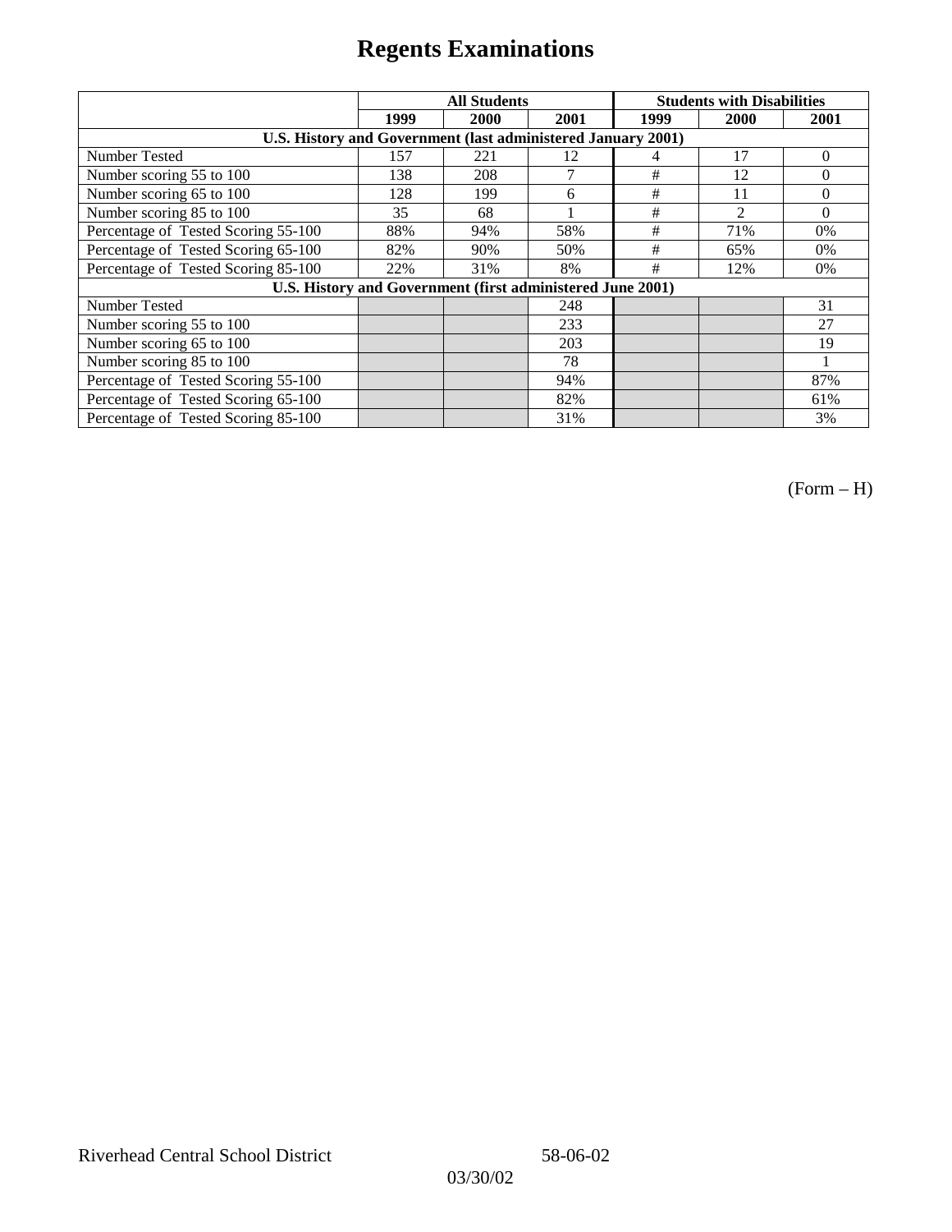# Regents Examinations

| | All Students | | | Students with Disabilities | | |
|---|---|---|---|---|---|---|
| | 1999 | 2000 | 2001 | 1999 | 2000 | 2001 |
| **U.S. History and Government (last administered January 2001)** | | | | | | |
| Number Tested | 157 | 221 | 12 | 4 | 17 | 0 |
| Number scoring 55 to 100 | 138 | 208 | 7 | # | 12 | 0 |
| Number scoring 65 to 100 | 128 | 199 | 6 | # | 11 | 0 |
| Number scoring 85 to 100 | 35 | 68 | 1 | # | 2 | 0 |
| Percentage of Tested Scoring 55-100 | 88% | 94% | 58% | # | 71% | 0% |
| Percentage of Tested Scoring 65-100 | 82% | 90% | 50% | # | 65% | 0% |
| Percentage of Tested Scoring 85-100 | 22% | 31% | 8% | # | 12% | 0% |
| **U.S. History and Government (first administered June 2001)** | | | | | | |
| Number Tested | | | 248 | | | 31 |
| Number scoring 55 to 100 | | | 233 | | | 27 |
| Number scoring 65 to 100 | | | 203 | | | 19 |
| Number scoring 85 to 100 | | | 78 | | | 1 |
| Percentage of Tested Scoring 55-100 | | | 94% | | | 87% |
| Percentage of Tested Scoring 65-100 | | | 82% | | | 61% |
| Percentage of Tested Scoring 85-100 | | | 31% | | | 3% |

(Form – H)

Riverhead Central School District 58-06-02

03/30/02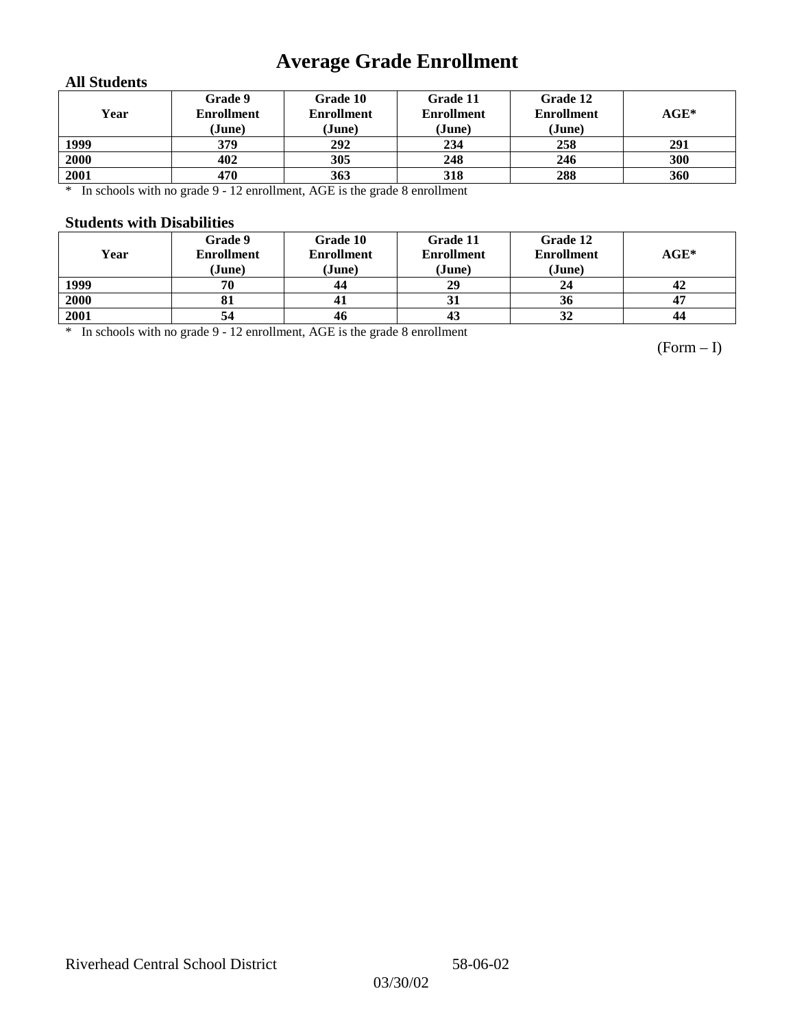# Average Grade Enrollment

### All Students

| Year | Grade 9 Enrollment (June) | Grade 10 Enrollment (June) | Grade 11 Enrollment (June) | Grade 12 Enrollment (June) | AGE* |
|---|---|---|---|---|---|
| 1999 | 379 | 292 | 234 | 258 | 291 |
| 2000 | 402 | 305 | 248 | 246 | 300 |
| 2001 | 470 | 363 | 318 | 288 | 360 |

* In schools with no grade 9 - 12 enrollment, AGE is the grade 8 enrollment

### Students with Disabilities

| Year | Grade 9 Enrollment (June) | Grade 10 Enrollment (June) | Grade 11 Enrollment (June) | Grade 12 Enrollment (June) | AGE* |
|---|---|---|---|---|---|
| 1999 | 70 | 44 | 29 | 24 | 42 |
| 2000 | 81 | 41 | 31 | 36 | 47 |
| 2001 | 54 | 46 | 43 | 32 | 44 |

* In schools with no grade 9 - 12 enrollment, AGE is the grade 8 enrollment

(Form – I)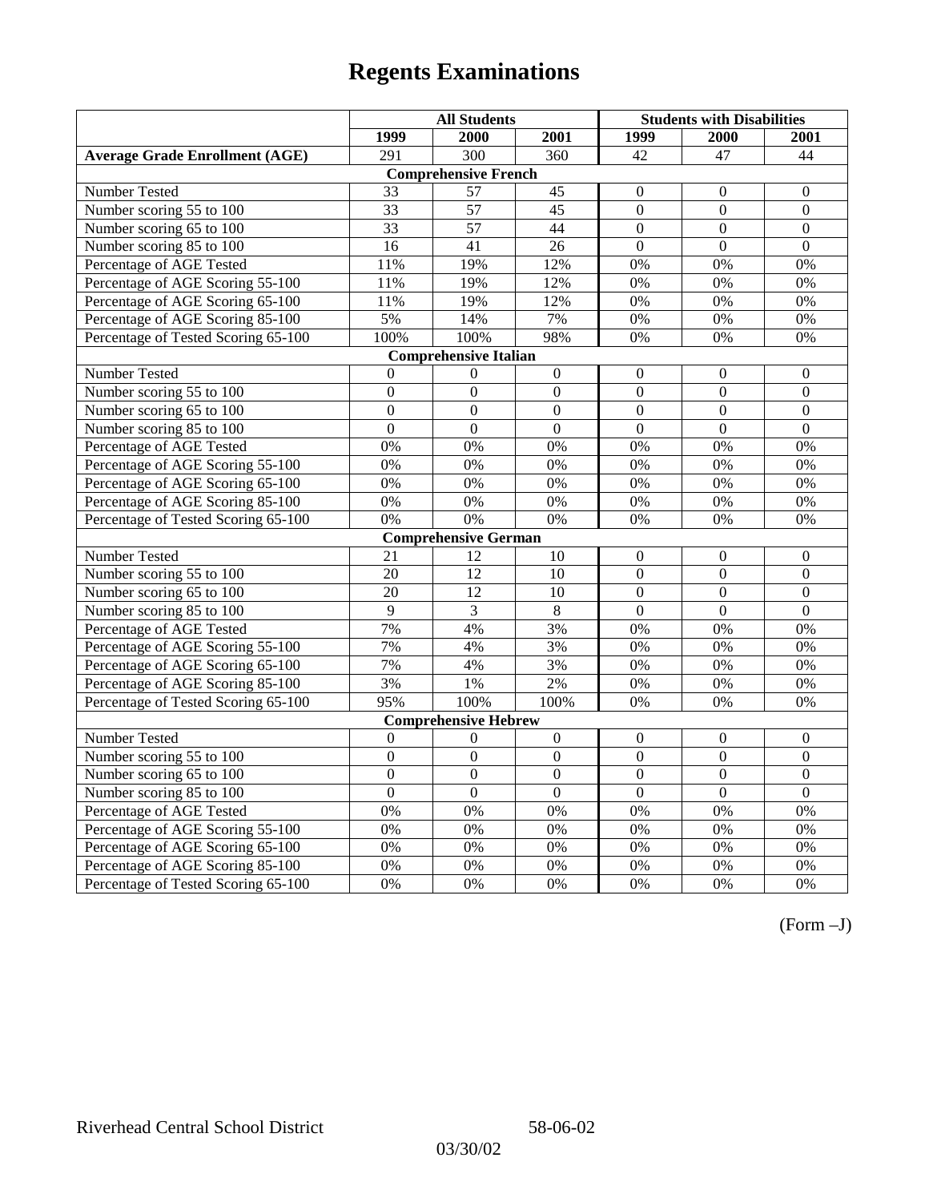# Regents Examinations

| | All Students | | | Students with Disabilities | | |
|---|---|---|---|---|---|---|
| | 1999 | 2000 | 2001 | 1999 | 2000 | 2001 |
| **Average Grade Enrollment (AGE)** | 291 | 300 | 360 | 42 | 47 | 44 |
| **Comprehensive French** | | | | | | |
| Number Tested | 33 | 57 | 45 | 0 | 0 | 0 |
| Number scoring 55 to 100 | 33 | 57 | 45 | 0 | 0 | 0 |
| Number scoring 65 to 100 | 33 | 57 | 44 | 0 | 0 | 0 |
| Number scoring 85 to 100 | 16 | 41 | 26 | 0 | 0 | 0 |
| Percentage of AGE Tested | 11% | 19% | 12% | 0% | 0% | 0% |
| Percentage of AGE Scoring 55-100 | 11% | 19% | 12% | 0% | 0% | 0% |
| Percentage of AGE Scoring 65-100 | 11% | 19% | 12% | 0% | 0% | 0% |
| Percentage of AGE Scoring 85-100 | 5% | 14% | 7% | 0% | 0% | 0% |
| Percentage of Tested Scoring 65-100 | 100% | 100% | 98% | 0% | 0% | 0% |
| **Comprehensive Italian** | | | | | | |
| Number Tested | 0 | 0 | 0 | 0 | 0 | 0 |
| Number scoring 55 to 100 | 0 | 0 | 0 | 0 | 0 | 0 |
| Number scoring 65 to 100 | 0 | 0 | 0 | 0 | 0 | 0 |
| Number scoring 85 to 100 | 0 | 0 | 0 | 0 | 0 | 0 |
| Percentage of AGE Tested | 0% | 0% | 0% | 0% | 0% | 0% |
| Percentage of AGE Scoring 55-100 | 0% | 0% | 0% | 0% | 0% | 0% |
| Percentage of AGE Scoring 65-100 | 0% | 0% | 0% | 0% | 0% | 0% |
| Percentage of AGE Scoring 85-100 | 0% | 0% | 0% | 0% | 0% | 0% |
| Percentage of Tested Scoring 65-100 | 0% | 0% | 0% | 0% | 0% | 0% |
| **Comprehensive German** | | | | | | |
| Number Tested | 21 | 12 | 10 | 0 | 0 | 0 |
| Number scoring 55 to 100 | 20 | 12 | 10 | 0 | 0 | 0 |
| Number scoring 65 to 100 | 20 | 12 | 10 | 0 | 0 | 0 |
| Number scoring 85 to 100 | 9 | 3 | 8 | 0 | 0 | 0 |
| Percentage of AGE Tested | 7% | 4% | 3% | 0% | 0% | 0% |
| Percentage of AGE Scoring 55-100 | 7% | 4% | 3% | 0% | 0% | 0% |
| Percentage of AGE Scoring 65-100 | 7% | 4% | 3% | 0% | 0% | 0% |
| Percentage of AGE Scoring 85-100 | 3% | 1% | 2% | 0% | 0% | 0% |
| Percentage of Tested Scoring 65-100 | 95% | 100% | 100% | 0% | 0% | 0% |
| **Comprehensive Hebrew** | | | | | | |
| Number Tested | 0 | 0 | 0 | 0 | 0 | 0 |
| Number scoring 55 to 100 | 0 | 0 | 0 | 0 | 0 | 0 |
| Number scoring 65 to 100 | 0 | 0 | 0 | 0 | 0 | 0 |
| Number scoring 85 to 100 | 0 | 0 | 0 | 0 | 0 | 0 |
| Percentage of AGE Tested | 0% | 0% | 0% | 0% | 0% | 0% |
| Percentage of AGE Scoring 55-100 | 0% | 0% | 0% | 0% | 0% | 0% |
| Percentage of AGE Scoring 65-100 | 0% | 0% | 0% | 0% | 0% | 0% |
| Percentage of AGE Scoring 85-100 | 0% | 0% | 0% | 0% | 0% | 0% |
| Percentage of Tested Scoring 65-100 | 0% | 0% | 0% | 0% | 0% | 0% |

(Form –J)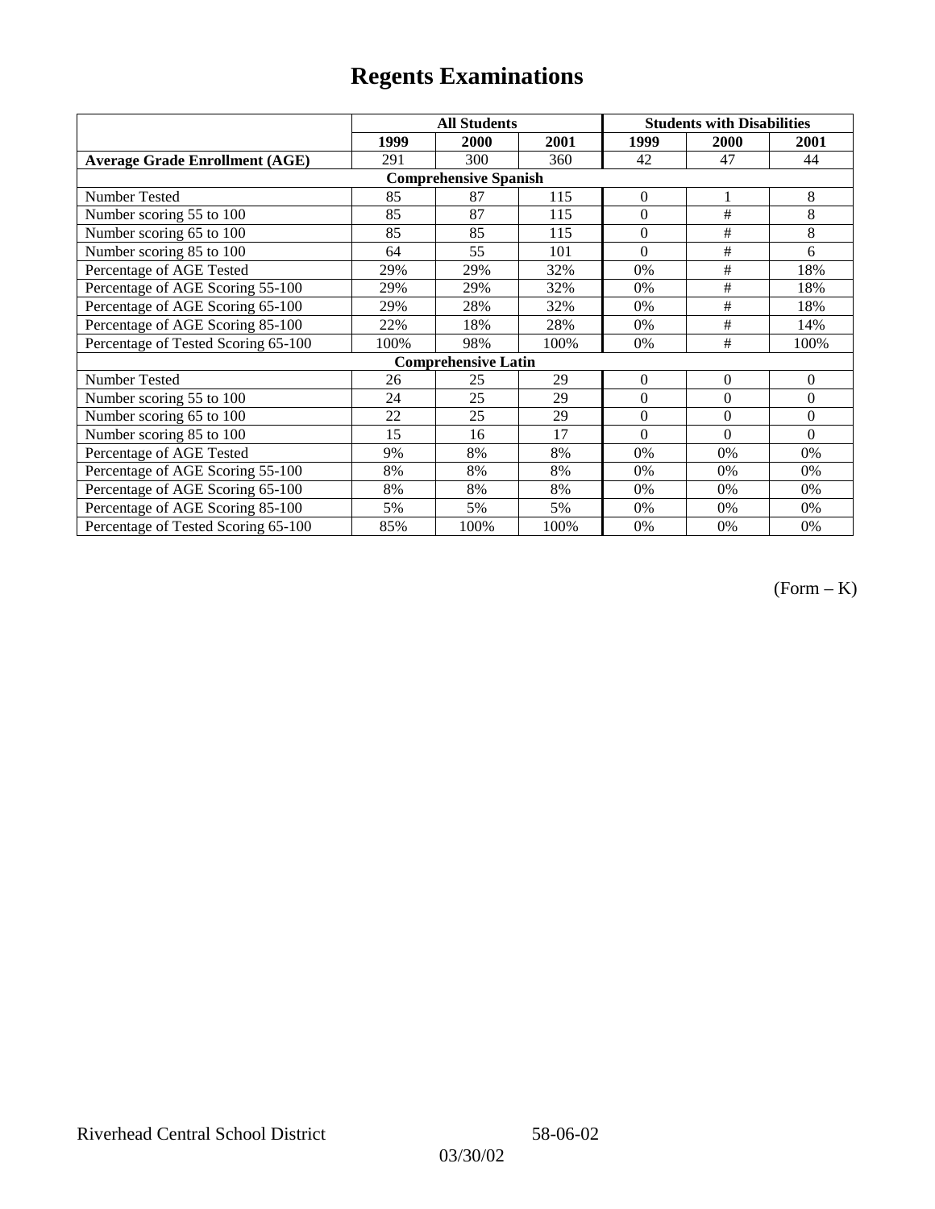# Regents Examinations

| | All Students | | | Students with Disabilities | | |
|---|---|---|---|---|---|---|
| | 1999 | 2000 | 2001 | 1999 | 2000 | 2001 |
| **Average Grade Enrollment (AGE)** | 291 | 300 | 360 | 42 | 47 | 44 |
| **Comprehensive Spanish** | | | | | | |
| Number Tested | 85 | 87 | 115 | 0 | 1 | 8 |
| Number scoring 55 to 100 | 85 | 87 | 115 | 0 | # | 8 |
| Number scoring 65 to 100 | 85 | 85 | 115 | 0 | # | 8 |
| Number scoring 85 to 100 | 64 | 55 | 101 | 0 | # | 6 |
| Percentage of AGE Tested | 29% | 29% | 32% | 0% | # | 18% |
| Percentage of AGE Scoring 55-100 | 29% | 29% | 32% | 0% | # | 18% |
| Percentage of AGE Scoring 65-100 | 29% | 28% | 32% | 0% | # | 18% |
| Percentage of AGE Scoring 85-100 | 22% | 18% | 28% | 0% | # | 14% |
| Percentage of Tested Scoring 65-100 | 100% | 98% | 100% | 0% | # | 100% |
| **Comprehensive Latin** | | | | | | |
| Number Tested | 26 | 25 | 29 | 0 | 0 | 0 |
| Number scoring 55 to 100 | 24 | 25 | 29 | 0 | 0 | 0 |
| Number scoring 65 to 100 | 22 | 25 | 29 | 0 | 0 | 0 |
| Number scoring 85 to 100 | 15 | 16 | 17 | 0 | 0 | 0 |
| Percentage of AGE Tested | 9% | 8% | 8% | 0% | 0% | 0% |
| Percentage of AGE Scoring 55-100 | 8% | 8% | 8% | 0% | 0% | 0% |
| Percentage of AGE Scoring 65-100 | 8% | 8% | 8% | 0% | 0% | 0% |
| Percentage of AGE Scoring 85-100 | 5% | 5% | 5% | 0% | 0% | 0% |
| Percentage of Tested Scoring 65-100 | 85% | 100% | 100% | 0% | 0% | 0% |

(Form – K)

Riverhead Central School District 58-06-02

03/30/02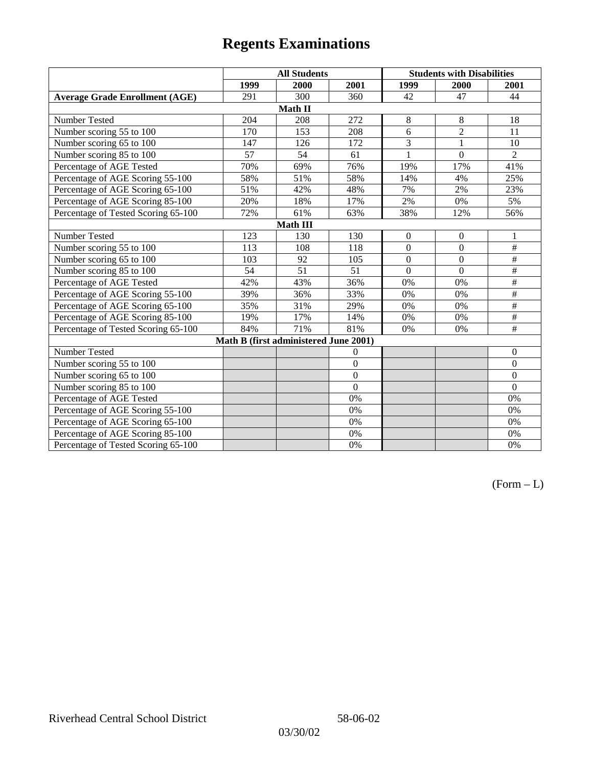# Regents Examinations

| | All Students | | | Students with Disabilities | | |
|---|---|---|---|---|---|---|
| | 1999 | 2000 | 2001 | 1999 | 2000 | 2001 |
| **Average Grade Enrollment (AGE)** | 291 | 300 | 360 | 42 | 47 | 44 |
| **Math II** | | | | | | |
| Number Tested | 204 | 208 | 272 | 8 | 8 | 18 |
| Number scoring 55 to 100 | 170 | 153 | 208 | 6 | 2 | 11 |
| Number scoring 65 to 100 | 147 | 126 | 172 | 3 | 1 | 10 |
| Number scoring 85 to 100 | 57 | 54 | 61 | 1 | 0 | 2 |
| Percentage of AGE Tested | 70% | 69% | 76% | 19% | 17% | 41% |
| Percentage of AGE Scoring 55-100 | 58% | 51% | 58% | 14% | 4% | 25% |
| Percentage of AGE Scoring 65-100 | 51% | 42% | 48% | 7% | 2% | 23% |
| Percentage of AGE Scoring 85-100 | 20% | 18% | 17% | 2% | 0% | 5% |
| Percentage of Tested Scoring 65-100 | 72% | 61% | 63% | 38% | 12% | 56% |
| **Math III** | | | | | | |
| Number Tested | 123 | 130 | 130 | 0 | 0 | 1 |
| Number scoring 55 to 100 | 113 | 108 | 118 | 0 | 0 | # |
| Number scoring 65 to 100 | 103 | 92 | 105 | 0 | 0 | # |
| Number scoring 85 to 100 | 54 | 51 | 51 | 0 | 0 | # |
| Percentage of AGE Tested | 42% | 43% | 36% | 0% | 0% | # |
| Percentage of AGE Scoring 55-100 | 39% | 36% | 33% | 0% | 0% | # |
| Percentage of AGE Scoring 65-100 | 35% | 31% | 29% | 0% | 0% | # |
| Percentage of AGE Scoring 85-100 | 19% | 17% | 14% | 0% | 0% | # |
| Percentage of Tested Scoring 65-100 | 84% | 71% | 81% | 0% | 0% | # |
| **Math B (first administered June 2001)** | | | | | | |
| Number Tested | | | 0 | | | 0 |
| Number scoring 55 to 100 | | | 0 | | | 0 |
| Number scoring 65 to 100 | | | 0 | | | 0 |
| Number scoring 85 to 100 | | | 0 | | | 0 |
| Percentage of AGE Tested | | | 0% | | | 0% |
| Percentage of AGE Scoring 55-100 | | | 0% | | | 0% |
| Percentage of AGE Scoring 65-100 | | | 0% | | | 0% |
| Percentage of AGE Scoring 85-100 | | | 0% | | | 0% |
| Percentage of Tested Scoring 65-100 | | | 0% | | | 0% |

(Form – L)

Riverhead Central School District 58-06-02

03/30/02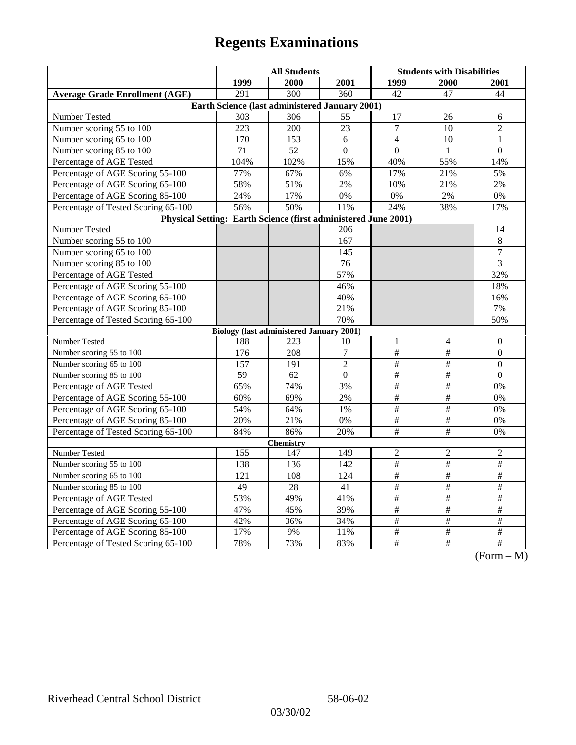# Regents Examinations

| | All Students | | | Students with Disabilities | | |
|---|---|---|---|---|---|---|
| | 1999 | 2000 | 2001 | 1999 | 2000 | 2001 |
| **Average Grade Enrollment (AGE)** | 291 | 300 | 360 | 42 | 47 | 44 |
| **Earth Science (last administered January 2001)** | | | | | | |
| Number Tested | 303 | 306 | 55 | 17 | 26 | 6 |
| Number scoring 55 to 100 | 223 | 200 | 23 | 7 | 10 | 2 |
| Number scoring 65 to 100 | 170 | 153 | 6 | 4 | 10 | 1 |
| Number scoring 85 to 100 | 71 | 52 | 0 | 0 | 1 | 0 |
| Percentage of AGE Tested | 104% | 102% | 15% | 40% | 55% | 14% |
| Percentage of AGE Scoring 55-100 | 77% | 67% | 6% | 17% | 21% | 5% |
| Percentage of AGE Scoring 65-100 | 58% | 51% | 2% | 10% | 21% | 2% |
| Percentage of AGE Scoring 85-100 | 24% | 17% | 0% | 0% | 2% | 0% |
| Percentage of Tested Scoring 65-100 | 56% | 50% | 11% | 24% | 38% | 17% |
| **Physical Setting: Earth Science (first administered June 2001)** | | | | | | |
| Number Tested | | | 206 | | | 14 |
| Number scoring 55 to 100 | | | 167 | | | 8 |
| Number scoring 65 to 100 | | | 145 | | | 7 |
| Number scoring 85 to 100 | | | 76 | | | 3 |
| Percentage of AGE Tested | | | 57% | | | 32% |
| Percentage of AGE Scoring 55-100 | | | 46% | | | 18% |
| Percentage of AGE Scoring 65-100 | | | 40% | | | 16% |
| Percentage of AGE Scoring 85-100 | | | 21% | | | 7% |
| Percentage of Tested Scoring 65-100 | | | 70% | | | 50% |
| **Biology (last administered January 2001)** | | | | | | |
| Number Tested | 188 | 223 | 10 | 1 | 4 | 0 |
| Number scoring 55 to 100 | 176 | 208 | 7 | # | # | 0 |
| Number scoring 65 to 100 | 157 | 191 | 2 | # | # | 0 |
| Number scoring 85 to 100 | 59 | 62 | 0 | # | # | 0 |
| Percentage of AGE Tested | 65% | 74% | 3% | # | # | 0% |
| Percentage of AGE Scoring 55-100 | 60% | 69% | 2% | # | # | 0% |
| Percentage of AGE Scoring 65-100 | 54% | 64% | 1% | # | # | 0% |
| Percentage of AGE Scoring 85-100 | 20% | 21% | 0% | # | # | 0% |
| Percentage of Tested Scoring 65-100 | 84% | 86% | 20% | # | # | 0% |
| **Chemistry** | | | | | | |
| Number Tested | 155 | 147 | 149 | 2 | 2 | 2 |
| Number scoring 55 to 100 | 138 | 136 | 142 | # | # | # |
| Number scoring 65 to 100 | 121 | 108 | 124 | # | # | # |
| Number scoring 85 to 100 | 49 | 28 | 41 | # | # | # |
| Percentage of AGE Tested | 53% | 49% | 41% | # | # | # |
| Percentage of AGE Scoring 55-100 | 47% | 45% | 39% | # | # | # |
| Percentage of AGE Scoring 65-100 | 42% | 36% | 34% | # | # | # |
| Percentage of AGE Scoring 85-100 | 17% | 9% | 11% | # | # | # |
| Percentage of Tested Scoring 65-100 | 78% | 73% | 83% | # | # | # |

(Form – M)

Riverhead Central School District 58-06-02

03/30/02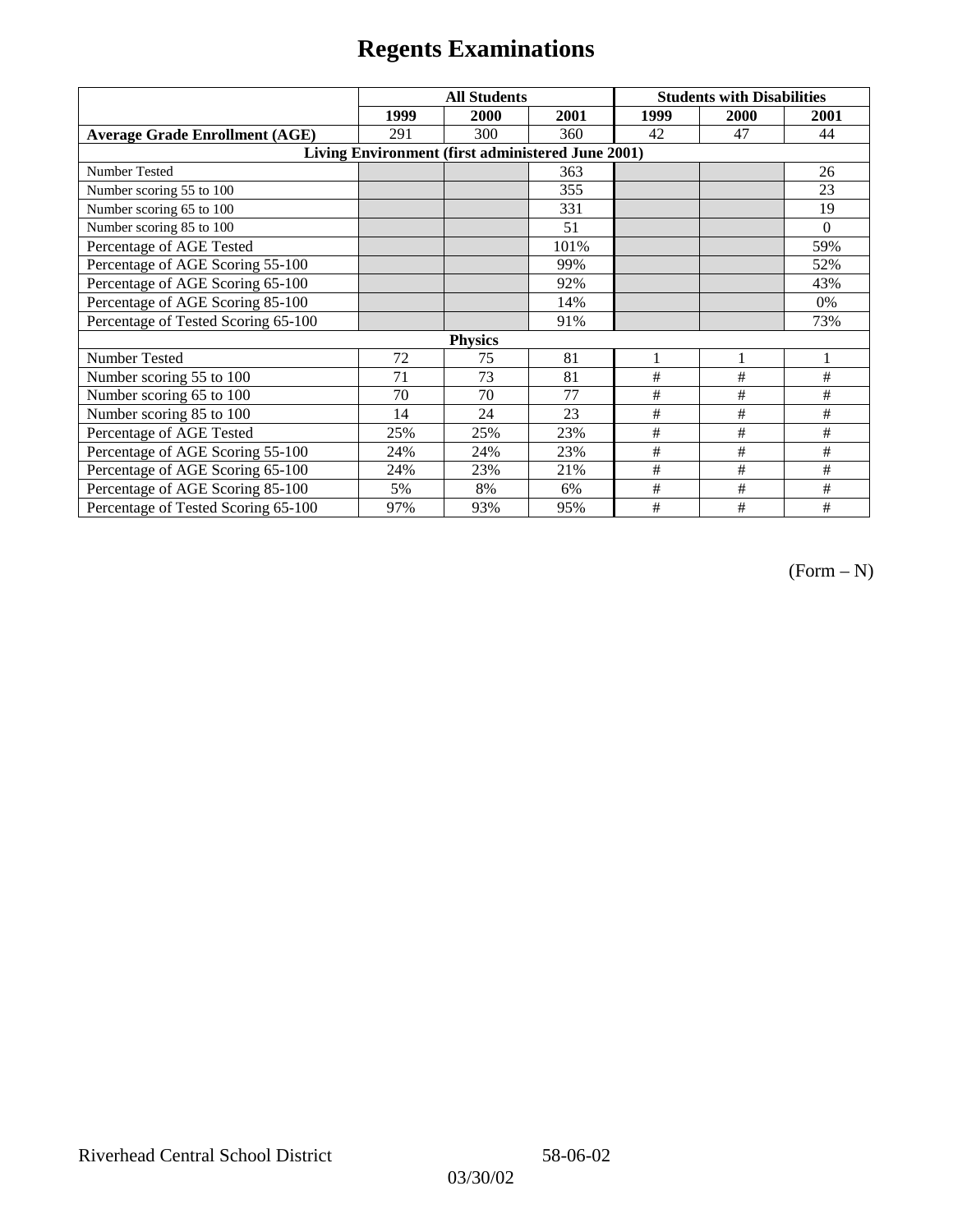# Regents Examinations

| | All Students | | | Students with Disabilities | | |
|---|---|---|---|---|---|---|
| | 1999 | 2000 | 2001 | 1999 | 2000 | 2001 |
| **Average Grade Enrollment (AGE)** | 291 | 300 | 360 | 42 | 47 | 44 |
| **Living Environment (first administered June 2001)** | | | | | | |
| Number Tested | | | 363 | | | 26 |
| Number scoring 55 to 100 | | | 355 | | | 23 |
| Number scoring 65 to 100 | | | 331 | | | 19 |
| Number scoring 85 to 100 | | | 51 | | | 0 |
| Percentage of AGE Tested | | | 101% | | | 59% |
| Percentage of AGE Scoring 55-100 | | | 99% | | | 52% |
| Percentage of AGE Scoring 65-100 | | | 92% | | | 43% |
| Percentage of AGE Scoring 85-100 | | | 14% | | | 0% |
| Percentage of Tested Scoring 65-100 | | | 91% | | | 73% |
| **Physics** | | | | | | |
| Number Tested | 72 | 75 | 81 | 1 | 1 | 1 |
| Number scoring 55 to 100 | 71 | 73 | 81 | # | # | # |
| Number scoring 65 to 100 | 70 | 70 | 77 | # | # | # |
| Number scoring 85 to 100 | 14 | 24 | 23 | # | # | # |
| Percentage of AGE Tested | 25% | 25% | 23% | # | # | # |
| Percentage of AGE Scoring 55-100 | 24% | 24% | 23% | # | # | # |
| Percentage of AGE Scoring 65-100 | 24% | 23% | 21% | # | # | # |
| Percentage of AGE Scoring 85-100 | 5% | 8% | 6% | # | # | # |
| Percentage of Tested Scoring 65-100 | 97% | 93% | 95% | # | # | # |

(Form – N)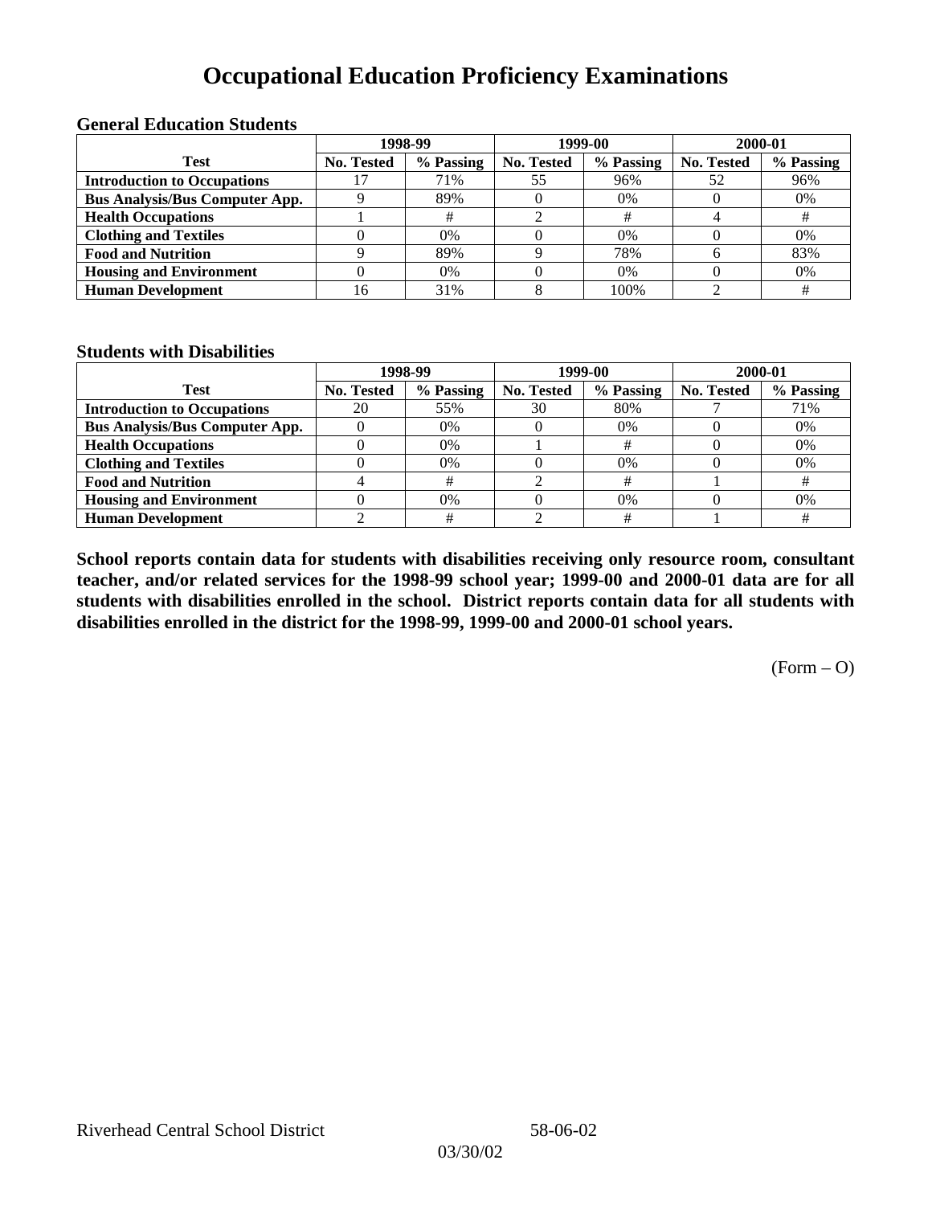# Occupational Education Proficiency Examinations

## General Education Students

| Test | 1998-99 | | 1999-00 | | 2000-01 | |
|---|---|---|---|---|---|---|
| | No. Tested | % Passing | No. Tested | % Passing | No. Tested | % Passing |
| **Introduction to Occupations** | 17 | 71% | 55 | 96% | 52 | 96% |
| **Bus Analysis/Bus Computer App.** | 9 | 89% | 0 | 0% | 0 | 0% |
| **Health Occupations** | 1 | # | 2 | # | 4 | # |
| **Clothing and Textiles** | 0 | 0% | 0 | 0% | 0 | 0% |
| **Food and Nutrition** | 9 | 89% | 9 | 78% | 6 | 83% |
| **Housing and Environment** | 0 | 0% | 0 | 0% | 0 | 0% |
| **Human Development** | 16 | 31% | 8 | 100% | 2 | # |

## Students with Disabilities

| Test | 1998-99 | | 1999-00 | | 2000-01 | |
|---|---|---|---|---|---|---|
| | No. Tested | % Passing | No. Tested | % Passing | No. Tested | % Passing |
| **Introduction to Occupations** | 20 | 55% | 30 | 80% | 7 | 71% |
| **Bus Analysis/Bus Computer App.** | 0 | 0% | 0 | 0% | 0 | 0% |
| **Health Occupations** | 0 | 0% | 1 | # | 0 | 0% |
| **Clothing and Textiles** | 0 | 0% | 0 | 0% | 0 | 0% |
| **Food and Nutrition** | 4 | # | 2 | # | 1 | # |
| **Housing and Environment** | 0 | 0% | 0 | 0% | 0 | 0% |
| **Human Development** | 2 | # | 2 | # | 1 | # |

**School reports contain data for students with disabilities receiving only resource room, consultant teacher, and/or related services for the 1998-99 school year; 1999-00 and 2000-01 data are for all students with disabilities enrolled in the school. District reports contain data for all students with disabilities enrolled in the district for the 1998-99, 1999-00 and 2000-01 school years.**

(Form – O)

Riverhead Central School District 58-06-02

03/30/02